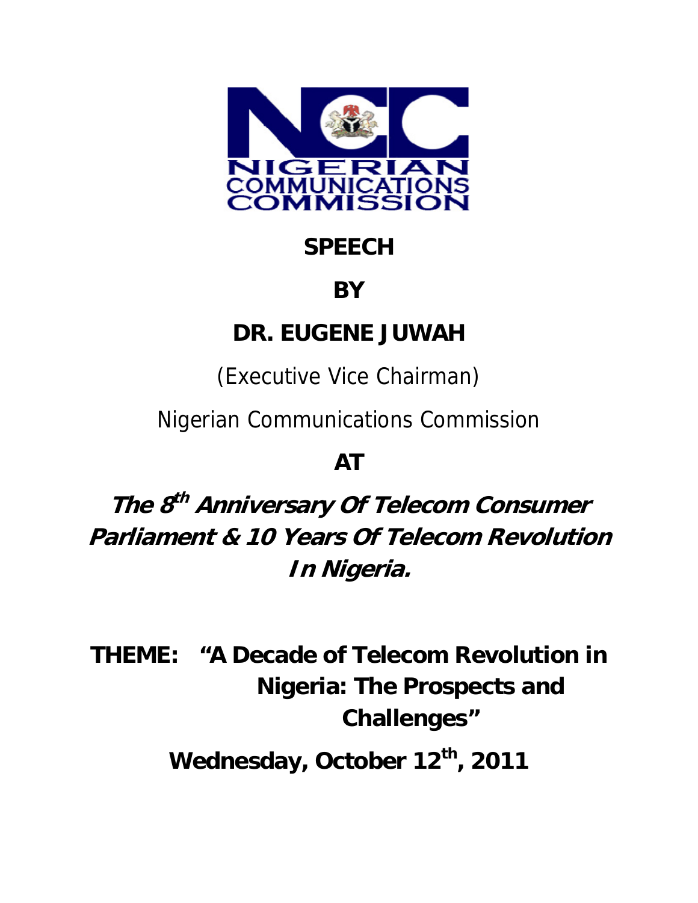NIGERIAN COMMUNICATIONS COMMISSION

# SPEECH

# BY

# DR. EUGENE JUWAH

(Executive Vice Chairman)

Nigerian Communications Commission

# AT

## *The 8th Anniversary Of Telecom Consumer Parliament & 10 Years Of Telecom Revolution In Nigeria.*

**THEME: "A Decade of Telecom Revolution in Nigeria: The Prospects and Challenges"**

**Wednesday, October 12th, 2011**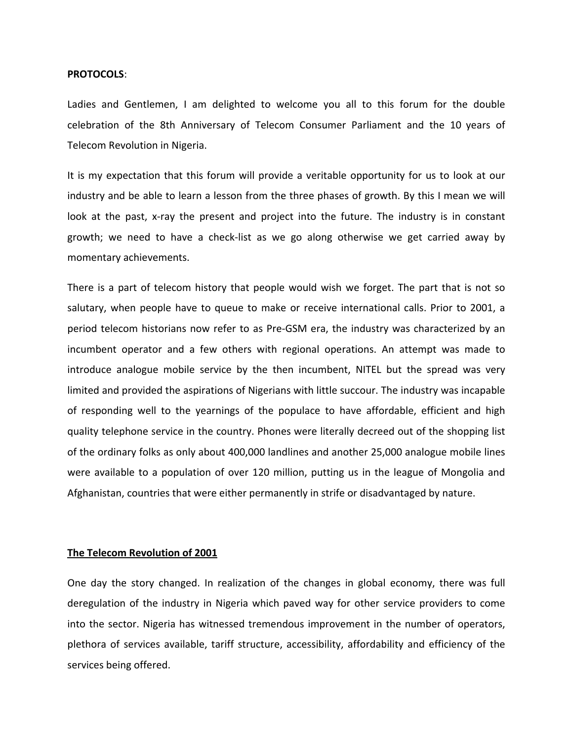**PROTOCOLS**:

Ladies and Gentlemen, I am delighted to welcome you all to this forum for the double celebration of the 8th Anniversary of Telecom Consumer Parliament and the 10 years of Telecom Revolution in Nigeria.

It is my expectation that this forum will provide a veritable opportunity for us to look at our industry and be able to learn a lesson from the three phases of growth. By this I mean we will look at the past, x-ray the present and project into the future. The industry is in constant growth; we need to have a check-list as we go along otherwise we get carried away by momentary achievements.

There is a part of telecom history that people would wish we forget. The part that is not so salutary, when people have to queue to make or receive international calls. Prior to 2001, a period telecom historians now refer to as Pre-GSM era, the industry was characterized by an incumbent operator and a few others with regional operations. An attempt was made to introduce analogue mobile service by the then incumbent, NITEL but the spread was very limited and provided the aspirations of Nigerians with little succour. The industry was incapable of responding well to the yearnings of the populace to have affordable, efficient and high quality telephone service in the country. Phones were literally decreed out of the shopping list of the ordinary folks as only about 400,000 landlines and another 25,000 analogue mobile lines were available to a population of over 120 million, putting us in the league of Mongolia and Afghanistan, countries that were either permanently in strife or disadvantaged by nature.

## The Telecom Revolution of 2001

One day the story changed. In realization of the changes in global economy, there was full deregulation of the industry in Nigeria which paved way for other service providers to come into the sector. Nigeria has witnessed tremendous improvement in the number of operators, plethora of services available, tariff structure, accessibility, affordability and efficiency of the services being offered.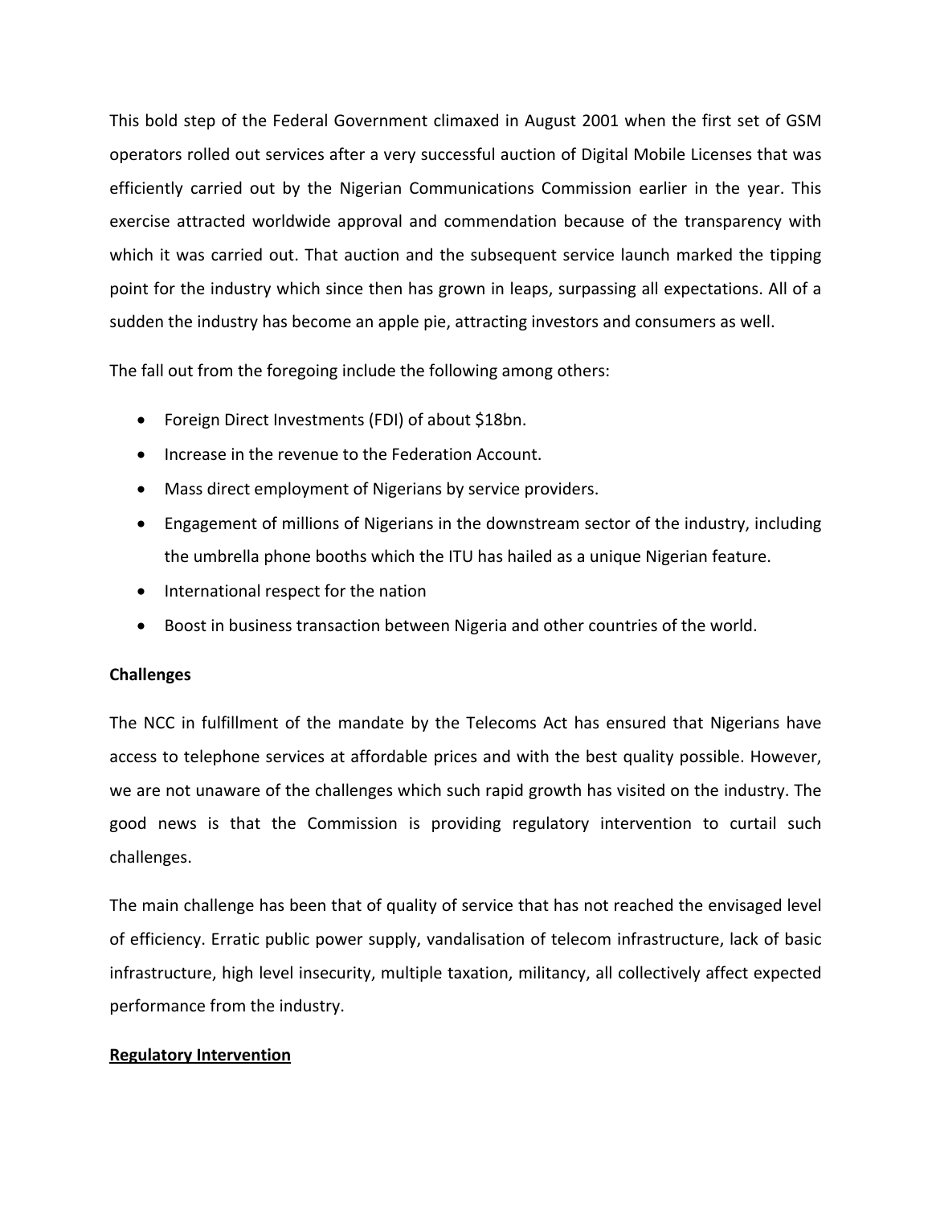This bold step of the Federal Government climaxed in August 2001 when the first set of GSM operators rolled out services after a very successful auction of Digital Mobile Licenses that was efficiently carried out by the Nigerian Communications Commission earlier in the year. This exercise attracted worldwide approval and commendation because of the transparency with which it was carried out. That auction and the subsequent service launch marked the tipping point for the industry which since then has grown in leaps, surpassing all expectations. All of a sudden the industry has become an apple pie, attracting investors and consumers as well.

The fall out from the foregoing include the following among others:

- Foreign Direct Investments (FDI) of about $18bn.
- Increase in the revenue to the Federation Account.
- Mass direct employment of Nigerians by service providers.
- Engagement of millions of Nigerians in the downstream sector of the industry, including the umbrella phone booths which the ITU has hailed as a unique Nigerian feature.
- International respect for the nation
- Boost in business transaction between Nigeria and other countries of the world.

**Challenges**

The NCC in fulfillment of the mandate by the Telecoms Act has ensured that Nigerians have access to telephone services at affordable prices and with the best quality possible. However, we are not unaware of the challenges which such rapid growth has visited on the industry. The good news is that the Commission is providing regulatory intervention to curtail such challenges.

The main challenge has been that of quality of service that has not reached the envisaged level of efficiency. Erratic public power supply, vandalisation of telecom infrastructure, lack of basic infrastructure, high level insecurity, multiple taxation, militancy, all collectively affect expected performance from the industry.

**Regulatory Intervention**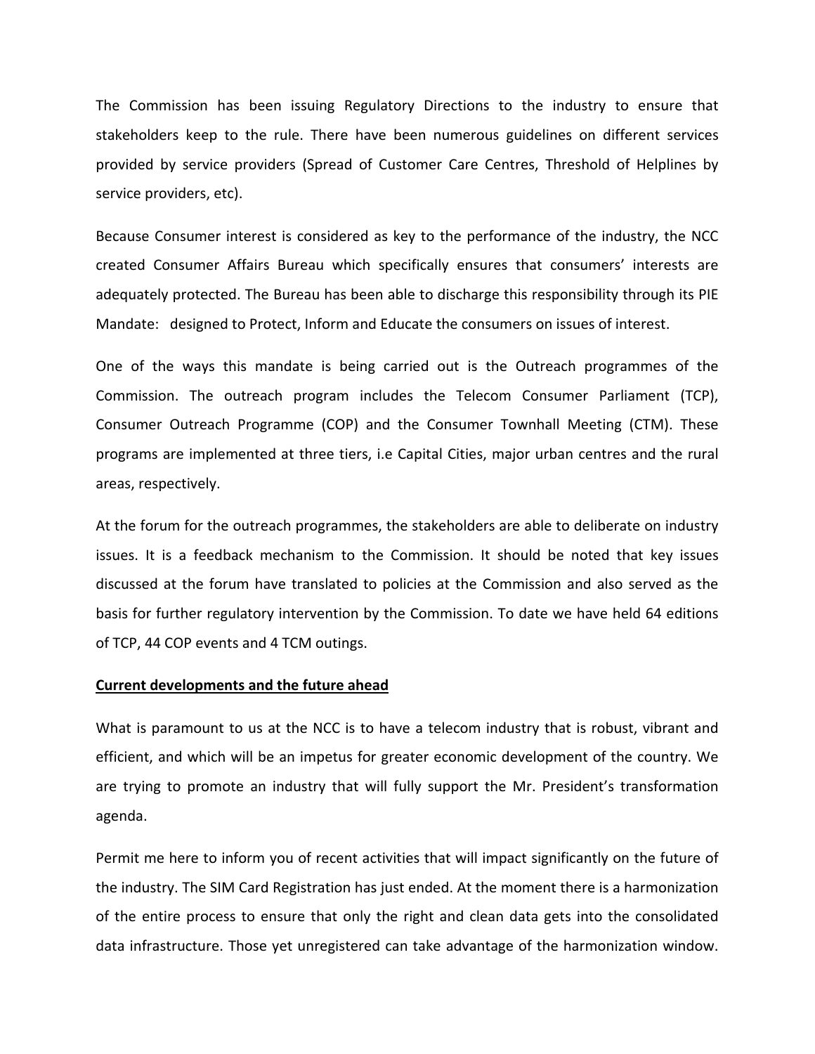The Commission has been issuing Regulatory Directions to the industry to ensure that stakeholders keep to the rule. There have been numerous guidelines on different services provided by service providers (Spread of Customer Care Centres, Threshold of Helplines by service providers, etc).

Because Consumer interest is considered as key to the performance of the industry, the NCC created Consumer Affairs Bureau which specifically ensures that consumers' interests are adequately protected. The Bureau has been able to discharge this responsibility through its PIE Mandate: designed to Protect, Inform and Educate the consumers on issues of interest.

One of the ways this mandate is being carried out is the Outreach programmes of the Commission. The outreach program includes the Telecom Consumer Parliament (TCP), Consumer Outreach Programme (COP) and the Consumer Townhall Meeting (CTM). These programs are implemented at three tiers, i.e Capital Cities, major urban centres and the rural areas, respectively.

At the forum for the outreach programmes, the stakeholders are able to deliberate on industry issues. It is a feedback mechanism to the Commission. It should be noted that key issues discussed at the forum have translated to policies at the Commission and also served as the basis for further regulatory intervention by the Commission. To date we have held 64 editions of TCP, 44 COP events and 4 TCM outings.

**Current developments and the future ahead**

What is paramount to us at the NCC is to have a telecom industry that is robust, vibrant and efficient, and which will be an impetus for greater economic development of the country. We are trying to promote an industry that will fully support the Mr. President's transformation agenda.

Permit me here to inform you of recent activities that will impact significantly on the future of the industry. The SIM Card Registration has just ended. At the moment there is a harmonization of the entire process to ensure that only the right and clean data gets into the consolidated data infrastructure. Those yet unregistered can take advantage of the harmonization window.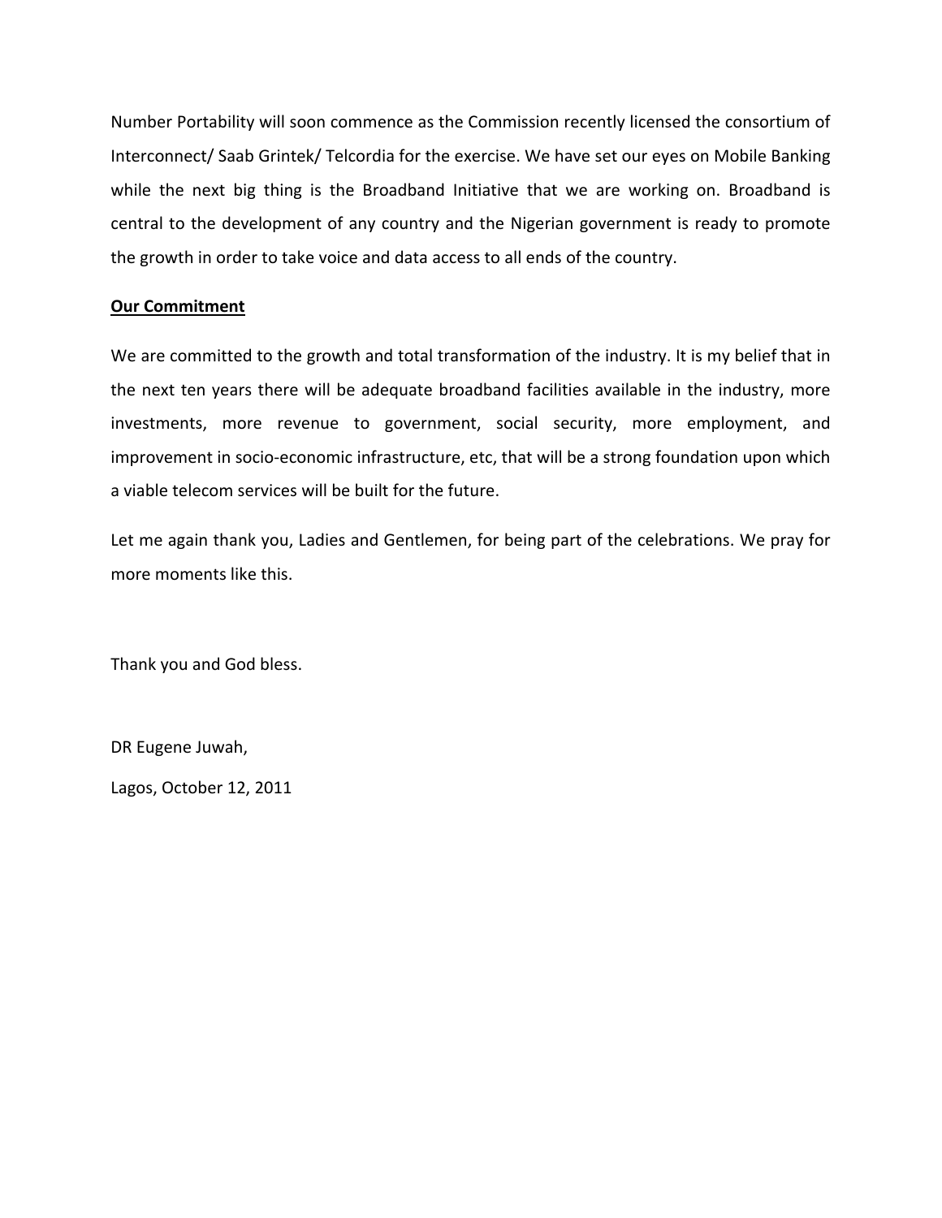Number Portability will soon commence as the Commission recently licensed the consortium of Interconnect/ Saab Grintek/ Telcordia for the exercise. We have set our eyes on Mobile Banking while the next big thing is the Broadband Initiative that we are working on. Broadband is central to the development of any country and the Nigerian government is ready to promote the growth in order to take voice and data access to all ends of the country.

**<u>Our Commitment</u>**

We are committed to the growth and total transformation of the industry. It is my belief that in the next ten years there will be adequate broadband facilities available in the industry, more investments, more revenue to government, social security, more employment, and improvement in socio-economic infrastructure, etc, that will be a strong foundation upon which a viable telecom services will be built for the future.

Let me again thank you, Ladies and Gentlemen, for being part of the celebrations. We pray for more moments like this.

Thank you and God bless.

DR Eugene Juwah,

Lagos, October 12, 2011